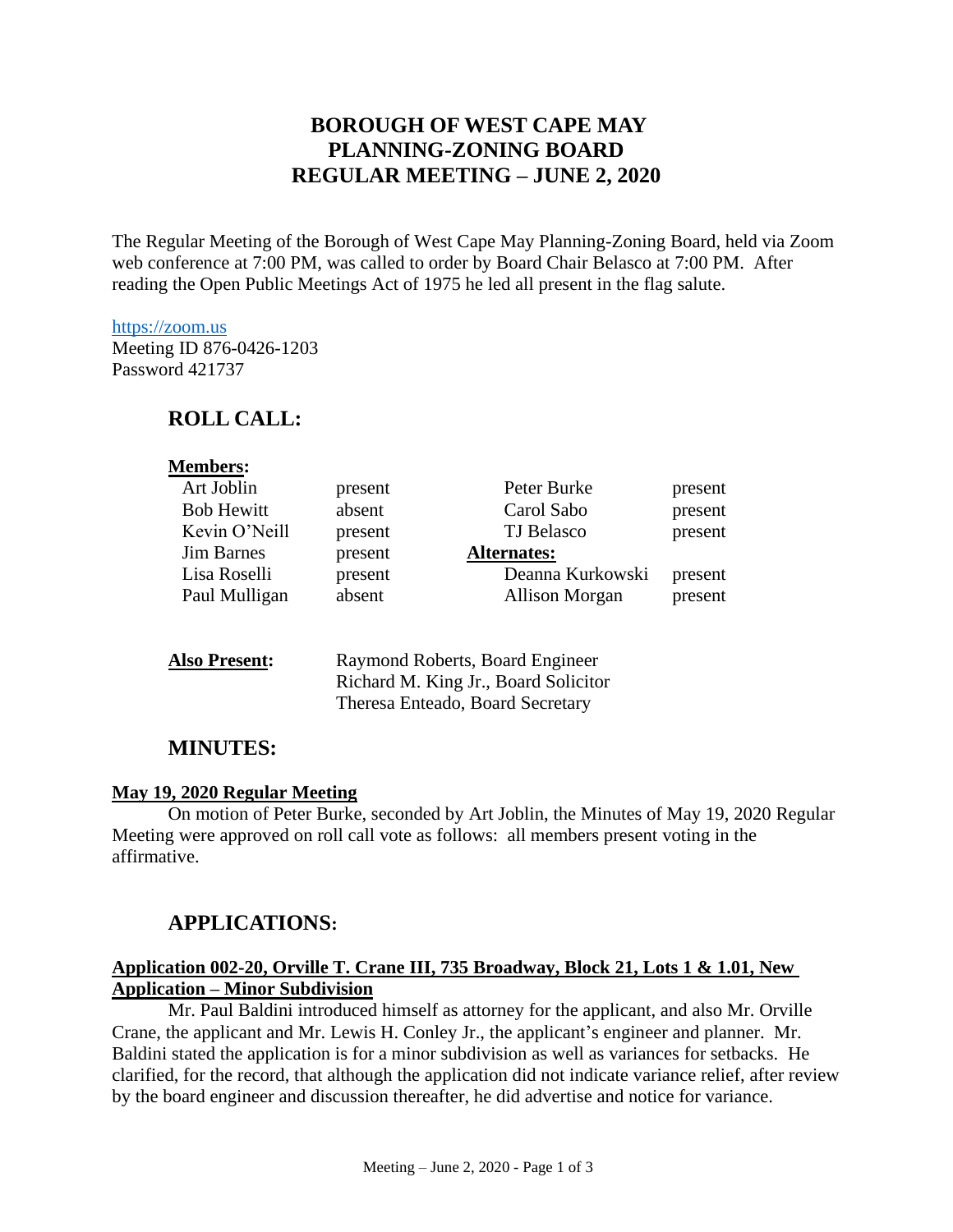# BOROUGH OF WEST CAPE MAY
# PLANNING-ZONING BOARD
# REGULAR MEETING – JUNE 2, 2020

The Regular Meeting of the Borough of West Cape May Planning-Zoning Board, held via Zoom web conference at 7:00 PM, was called to order by Board Chair Belasco at 7:00 PM. After reading the Open Public Meetings Act of 1975 he led all present in the flag salute.

https://zoom.us
Meeting ID 876-0426-1203
Password 421737

## ROLL CALL:

**Members:**

| | | | |
|---|---|---|---|
| Art Joblin | present | Peter Burke | present |
| Bob Hewitt | absent | Carol Sabo | present |
| Kevin O'Neill | present | TJ Belasco | present |
| Jim Barnes | present | **Alternates:** | |
| Lisa Roselli | present | Deanna Kurkowski | present |
| Paul Mulligan | absent | Allison Morgan | present |

**Also Present:** Raymond Roberts, Board Engineer
Richard M. King Jr., Board Solicitor
Theresa Enteado, Board Secretary

## MINUTES:

**May 19, 2020 Regular Meeting**

On motion of Peter Burke, seconded by Art Joblin, the Minutes of May 19, 2020 Regular Meeting were approved on roll call vote as follows: all members present voting in the affirmative.

## APPLICATIONS:

**Application 002-20, Orville T. Crane III, 735 Broadway, Block 21, Lots 1 & 1.01, New Application – Minor Subdivision**

Mr. Paul Baldini introduced himself as attorney for the applicant, and also Mr. Orville Crane, the applicant and Mr. Lewis H. Conley Jr., the applicant's engineer and planner. Mr. Baldini stated the application is for a minor subdivision as well as variances for setbacks. He clarified, for the record, that although the application did not indicate variance relief, after review by the board engineer and discussion thereafter, he did advertise and notice for variance.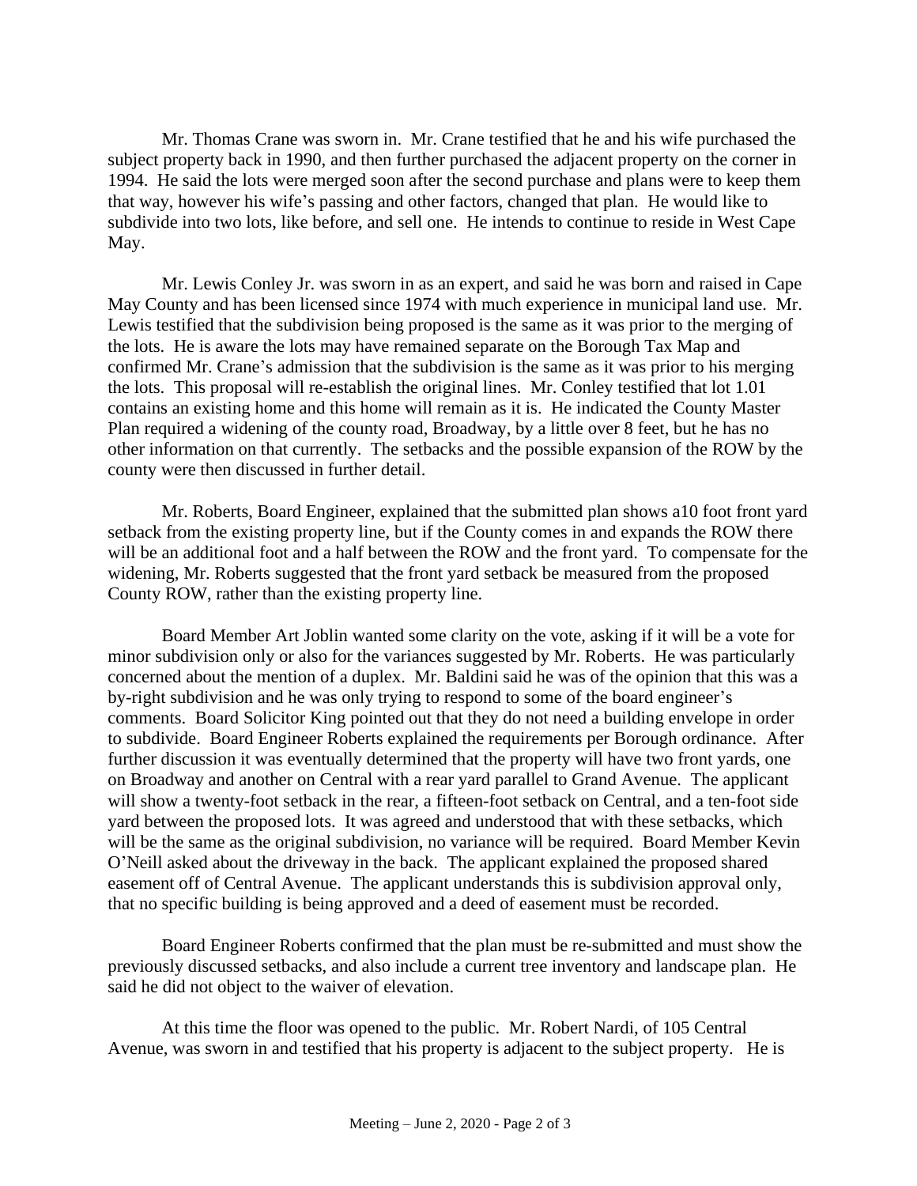Mr. Thomas Crane was sworn in. Mr. Crane testified that he and his wife purchased the subject property back in 1990, and then further purchased the adjacent property on the corner in 1994. He said the lots were merged soon after the second purchase and plans were to keep them that way, however his wife's passing and other factors, changed that plan. He would like to subdivide into two lots, like before, and sell one. He intends to continue to reside in West Cape May.

Mr. Lewis Conley Jr. was sworn in as an expert, and said he was born and raised in Cape May County and has been licensed since 1974 with much experience in municipal land use. Mr. Lewis testified that the subdivision being proposed is the same as it was prior to the merging of the lots. He is aware the lots may have remained separate on the Borough Tax Map and confirmed Mr. Crane's admission that the subdivision is the same as it was prior to his merging the lots. This proposal will re-establish the original lines. Mr. Conley testified that lot 1.01 contains an existing home and this home will remain as it is. He indicated the County Master Plan required a widening of the county road, Broadway, by a little over 8 feet, but he has no other information on that currently. The setbacks and the possible expansion of the ROW by the county were then discussed in further detail.

Mr. Roberts, Board Engineer, explained that the submitted plan shows a10 foot front yard setback from the existing property line, but if the County comes in and expands the ROW there will be an additional foot and a half between the ROW and the front yard. To compensate for the widening, Mr. Roberts suggested that the front yard setback be measured from the proposed County ROW, rather than the existing property line.

Board Member Art Joblin wanted some clarity on the vote, asking if it will be a vote for minor subdivision only or also for the variances suggested by Mr. Roberts. He was particularly concerned about the mention of a duplex. Mr. Baldini said he was of the opinion that this was a by-right subdivision and he was only trying to respond to some of the board engineer's comments. Board Solicitor King pointed out that they do not need a building envelope in order to subdivide. Board Engineer Roberts explained the requirements per Borough ordinance. After further discussion it was eventually determined that the property will have two front yards, one on Broadway and another on Central with a rear yard parallel to Grand Avenue. The applicant will show a twenty-foot setback in the rear, a fifteen-foot setback on Central, and a ten-foot side yard between the proposed lots. It was agreed and understood that with these setbacks, which will be the same as the original subdivision, no variance will be required. Board Member Kevin O'Neill asked about the driveway in the back. The applicant explained the proposed shared easement off of Central Avenue. The applicant understands this is subdivision approval only, that no specific building is being approved and a deed of easement must be recorded.

Board Engineer Roberts confirmed that the plan must be re-submitted and must show the previously discussed setbacks, and also include a current tree inventory and landscape plan. He said he did not object to the waiver of elevation.

At this time the floor was opened to the public. Mr. Robert Nardi, of 105 Central Avenue, was sworn in and testified that his property is adjacent to the subject property. He is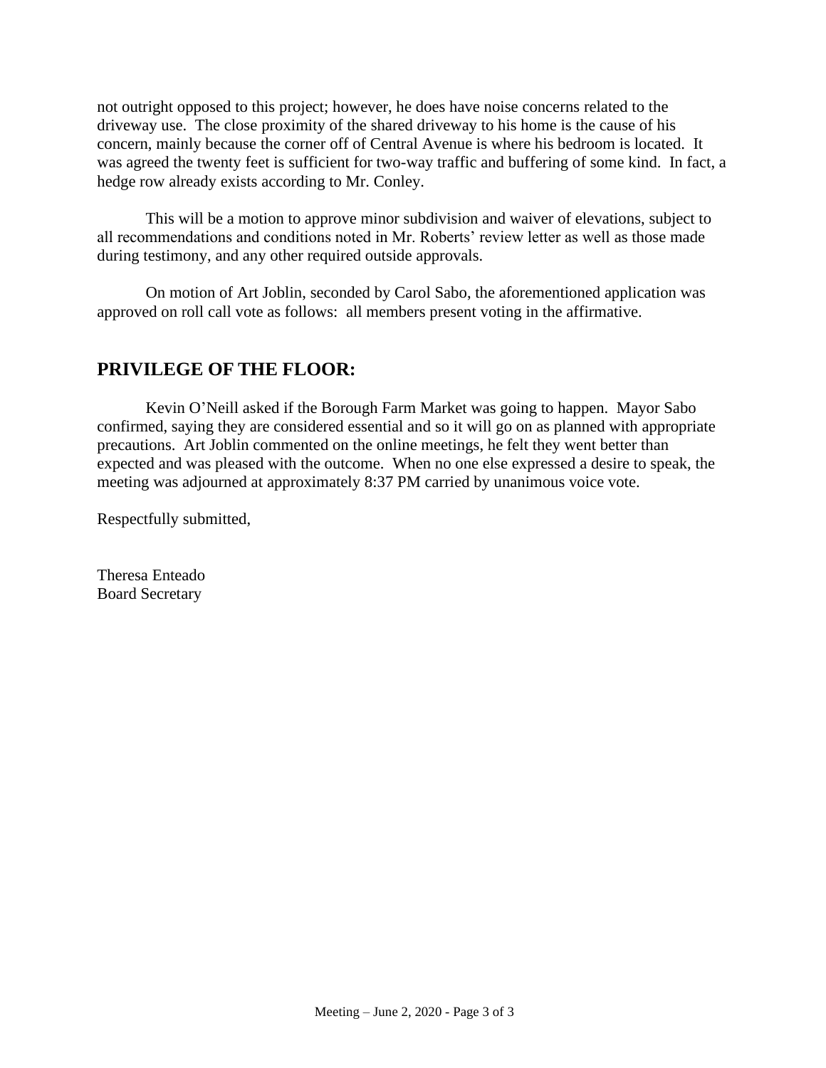not outright opposed to this project; however, he does have noise concerns related to the driveway use. The close proximity of the shared driveway to his home is the cause of his concern, mainly because the corner off of Central Avenue is where his bedroom is located. It was agreed the twenty feet is sufficient for two-way traffic and buffering of some kind. In fact, a hedge row already exists according to Mr. Conley.

This will be a motion to approve minor subdivision and waiver of elevations, subject to all recommendations and conditions noted in Mr. Roberts' review letter as well as those made during testimony, and any other required outside approvals.

On motion of Art Joblin, seconded by Carol Sabo, the aforementioned application was approved on roll call vote as follows: all members present voting in the affirmative.

## PRIVILEGE OF THE FLOOR:

Kevin O'Neill asked if the Borough Farm Market was going to happen. Mayor Sabo confirmed, saying they are considered essential and so it will go on as planned with appropriate precautions. Art Joblin commented on the online meetings, he felt they went better than expected and was pleased with the outcome. When no one else expressed a desire to speak, the meeting was adjourned at approximately 8:37 PM carried by unanimous voice vote.

Respectfully submitted,

Theresa Enteado
Board Secretary